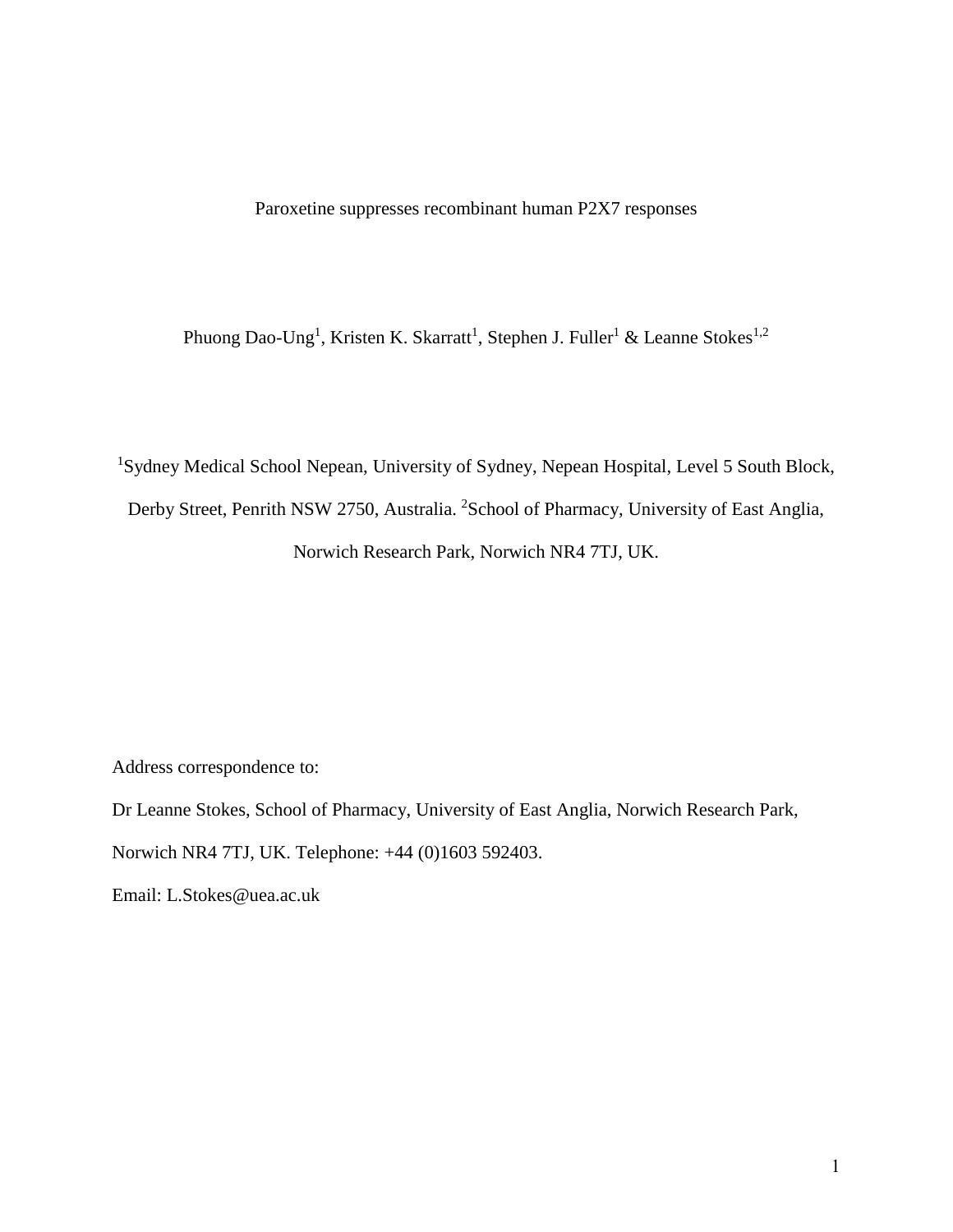# Paroxetine suppresses recombinant human P2X7 responses

Phuong Dao-Ung[1], Kristen K. Skarratt[1], Stephen J. Fuller[1] & Leanne Stokes[1,2]

[1]Sydney Medical School Nepean, University of Sydney, Nepean Hospital, Level 5 South Block, Derby Street, Penrith NSW 2750, Australia. [2]School of Pharmacy, University of East Anglia, Norwich Research Park, Norwich NR4 7TJ, UK.

Address correspondence to:

Dr Leanne Stokes, School of Pharmacy, University of East Anglia, Norwich Research Park, Norwich NR4 7TJ, UK. Telephone: +44 (0)1603 592403.

Email: L.Stokes@uea.ac.uk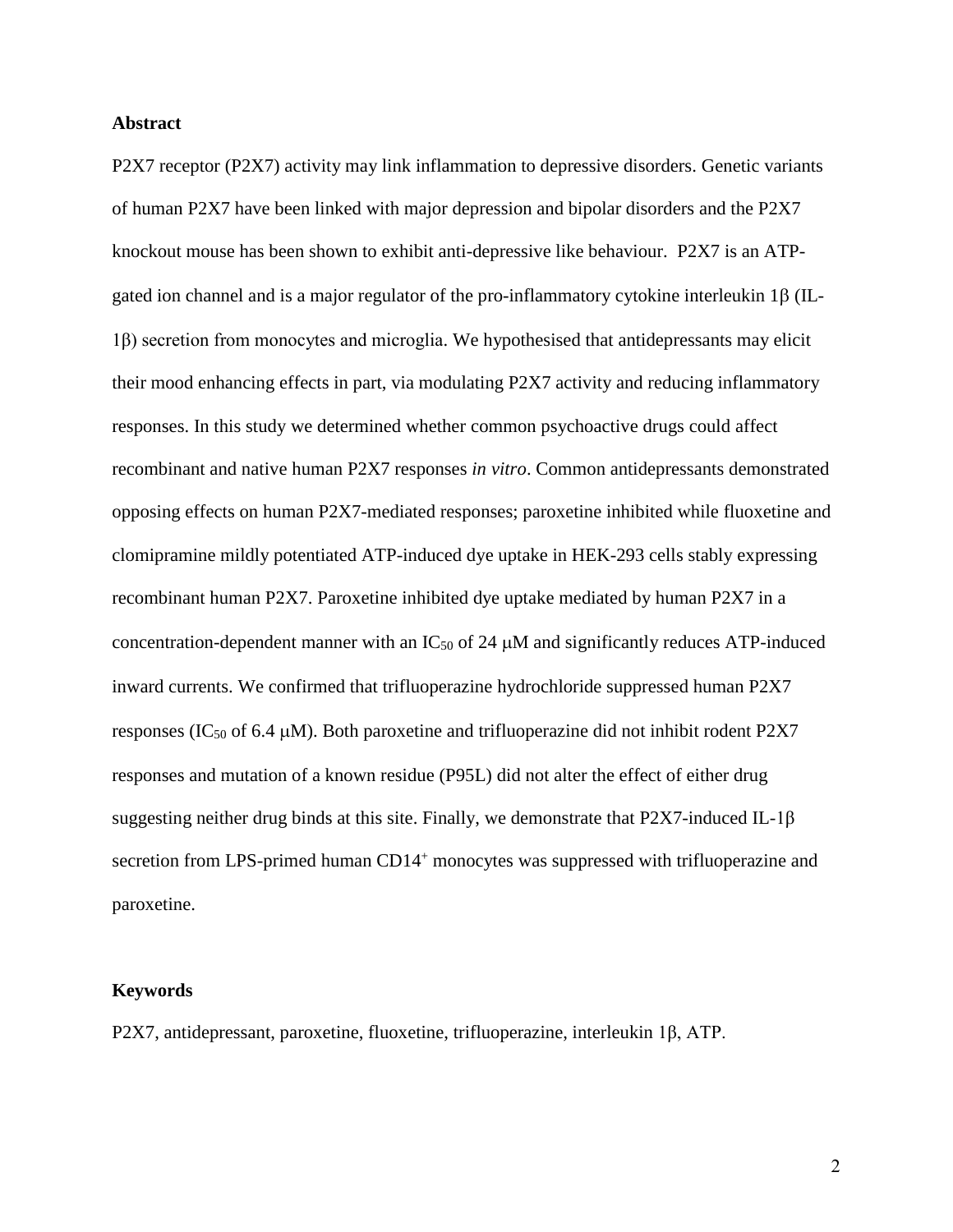## Abstract

P2X7 receptor (P2X7) activity may link inflammation to depressive disorders. Genetic variants of human P2X7 have been linked with major depression and bipolar disorders and the P2X7 knockout mouse has been shown to exhibit anti-depressive like behaviour. P2X7 is an ATP-gated ion channel and is a major regulator of the pro-inflammatory cytokine interleukin 1β (IL-1β) secretion from monocytes and microglia. We hypothesised that antidepressants may elicit their mood enhancing effects in part, via modulating P2X7 activity and reducing inflammatory responses. In this study we determined whether common psychoactive drugs could affect recombinant and native human P2X7 responses *in vitro*. Common antidepressants demonstrated opposing effects on human P2X7-mediated responses; paroxetine inhibited while fluoxetine and clomipramine mildly potentiated ATP-induced dye uptake in HEK-293 cells stably expressing recombinant human P2X7. Paroxetine inhibited dye uptake mediated by human P2X7 in a concentration-dependent manner with an $IC_{50}$ of 24 μM and significantly reduces ATP-induced inward currents. We confirmed that trifluoperazine hydrochloride suppressed human P2X7 responses ($IC_{50}$ of 6.4 μM). Both paroxetine and trifluoperazine did not inhibit rodent P2X7 responses and mutation of a known residue (P95L) did not alter the effect of either drug suggesting neither drug binds at this site. Finally, we demonstrate that P2X7-induced IL-1β secretion from LPS-primed human $CD14^+$ monocytes was suppressed with trifluoperazine and paroxetine.

## Keywords

P2X7, antidepressant, paroxetine, fluoxetine, trifluoperazine, interleukin 1β, ATP.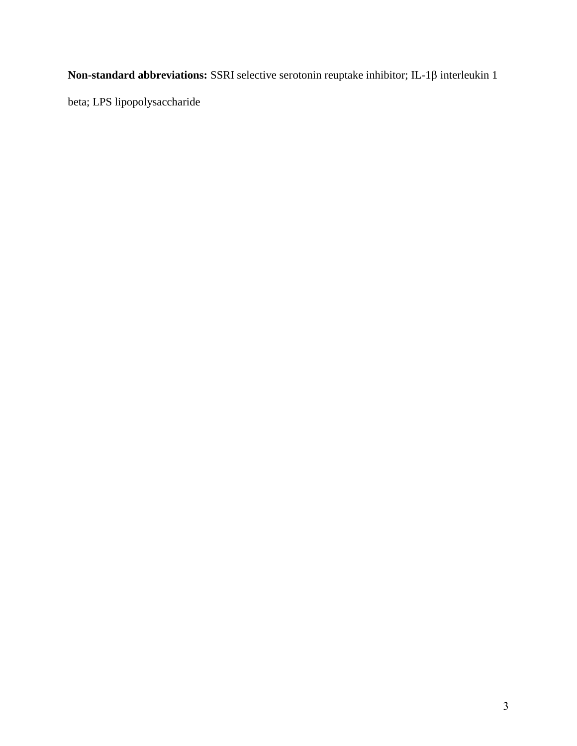**Non-standard abbreviations:** SSRI selective serotonin reuptake inhibitor; IL-1β interleukin 1 beta; LPS lipopolysaccharide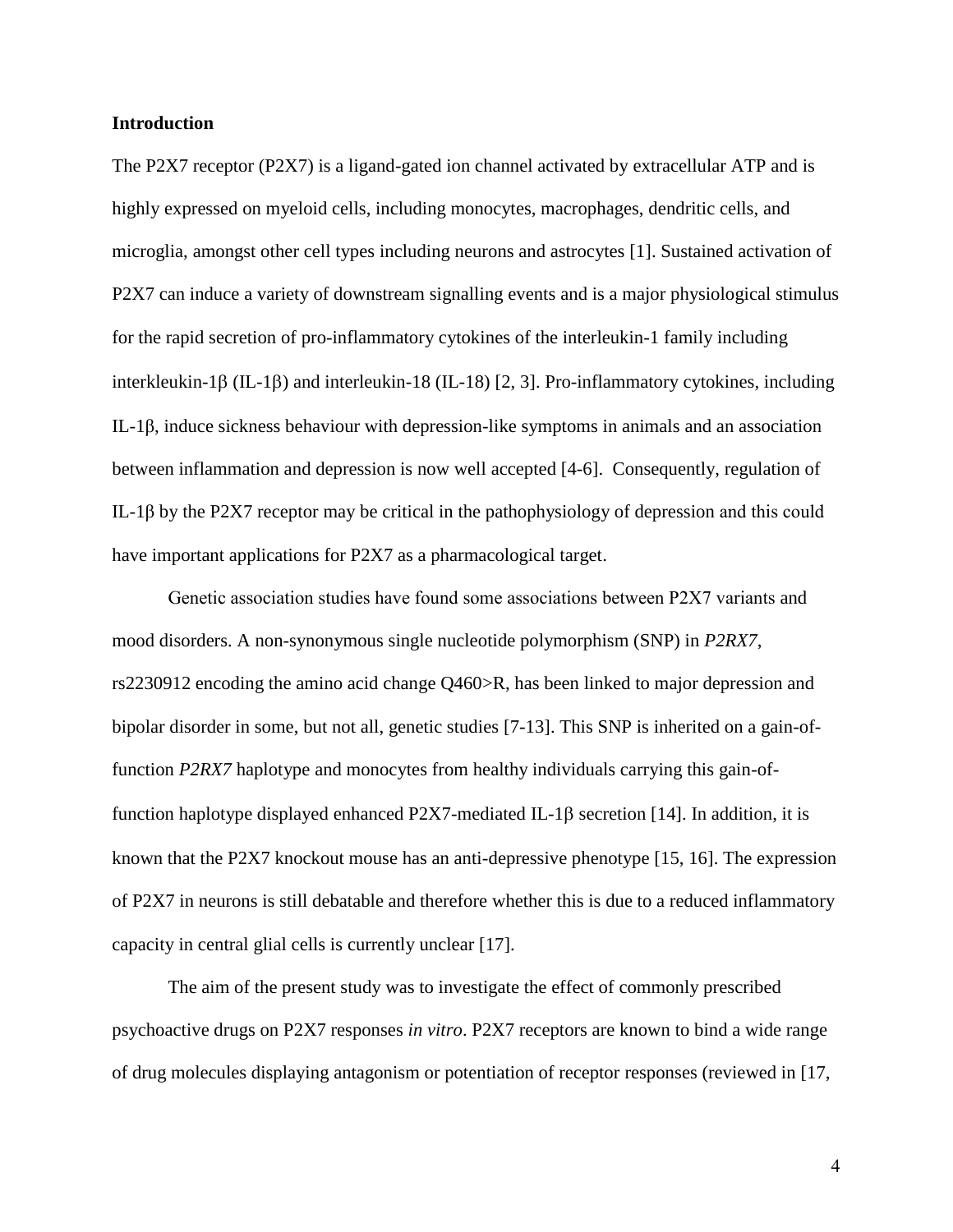## Introduction

The P2X7 receptor (P2X7) is a ligand-gated ion channel activated by extracellular ATP and is highly expressed on myeloid cells, including monocytes, macrophages, dendritic cells, and microglia, amongst other cell types including neurons and astrocytes [1]. Sustained activation of P2X7 can induce a variety of downstream signalling events and is a major physiological stimulus for the rapid secretion of pro-inflammatory cytokines of the interleukin-1 family including interkleukin-1β (IL-1β) and interleukin-18 (IL-18) [2, 3]. Pro-inflammatory cytokines, including IL-1β, induce sickness behaviour with depression-like symptoms in animals and an association between inflammation and depression is now well accepted [4-6]. Consequently, regulation of IL-1β by the P2X7 receptor may be critical in the pathophysiology of depression and this could have important applications for P2X7 as a pharmacological target.

Genetic association studies have found some associations between P2X7 variants and mood disorders. A non-synonymous single nucleotide polymorphism (SNP) in *P2RX7*, rs2230912 encoding the amino acid change Q460>R, has been linked to major depression and bipolar disorder in some, but not all, genetic studies [7-13]. This SNP is inherited on a gain-of-function *P2RX7* haplotype and monocytes from healthy individuals carrying this gain-of-function haplotype displayed enhanced P2X7-mediated IL-1β secretion [14]. In addition, it is known that the P2X7 knockout mouse has an anti-depressive phenotype [15, 16]. The expression of P2X7 in neurons is still debatable and therefore whether this is due to a reduced inflammatory capacity in central glial cells is currently unclear [17].

The aim of the present study was to investigate the effect of commonly prescribed psychoactive drugs on P2X7 responses *in vitro*. P2X7 receptors are known to bind a wide range of drug molecules displaying antagonism or potentiation of receptor responses (reviewed in [17,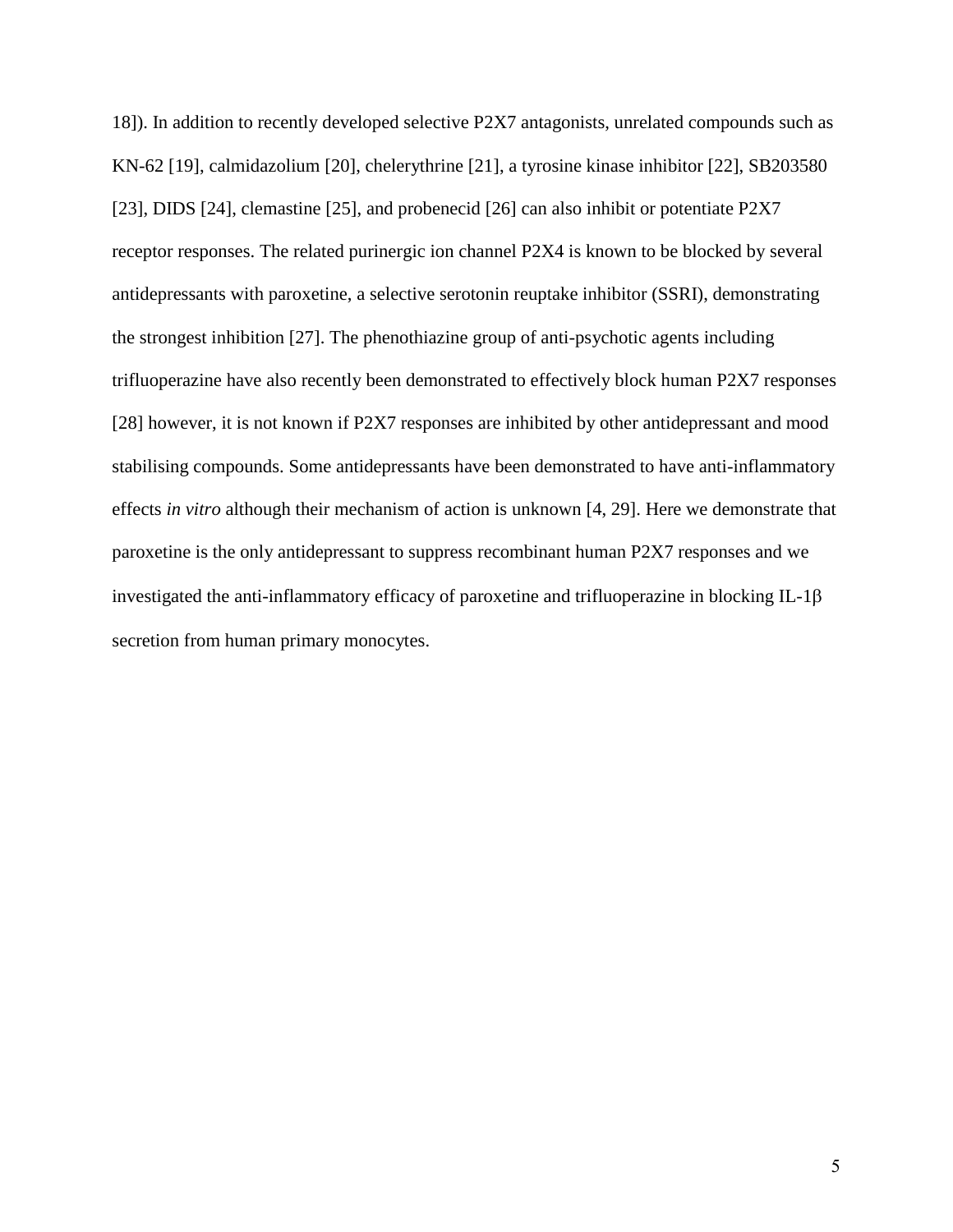18]). In addition to recently developed selective P2X7 antagonists, unrelated compounds such as KN-62 [19], calmidazolium [20], chelerythrine [21], a tyrosine kinase inhibitor [22], SB203580 [23], DIDS [24], clemastine [25], and probenecid [26] can also inhibit or potentiate P2X7 receptor responses. The related purinergic ion channel P2X4 is known to be blocked by several antidepressants with paroxetine, a selective serotonin reuptake inhibitor (SSRI), demonstrating the strongest inhibition [27]. The phenothiazine group of anti-psychotic agents including trifluoperazine have also recently been demonstrated to effectively block human P2X7 responses [28] however, it is not known if P2X7 responses are inhibited by other antidepressant and mood stabilising compounds. Some antidepressants have been demonstrated to have anti-inflammatory effects *in vitro* although their mechanism of action is unknown [4, 29]. Here we demonstrate that paroxetine is the only antidepressant to suppress recombinant human P2X7 responses and we investigated the anti-inflammatory efficacy of paroxetine and trifluoperazine in blocking IL-1β secretion from human primary monocytes.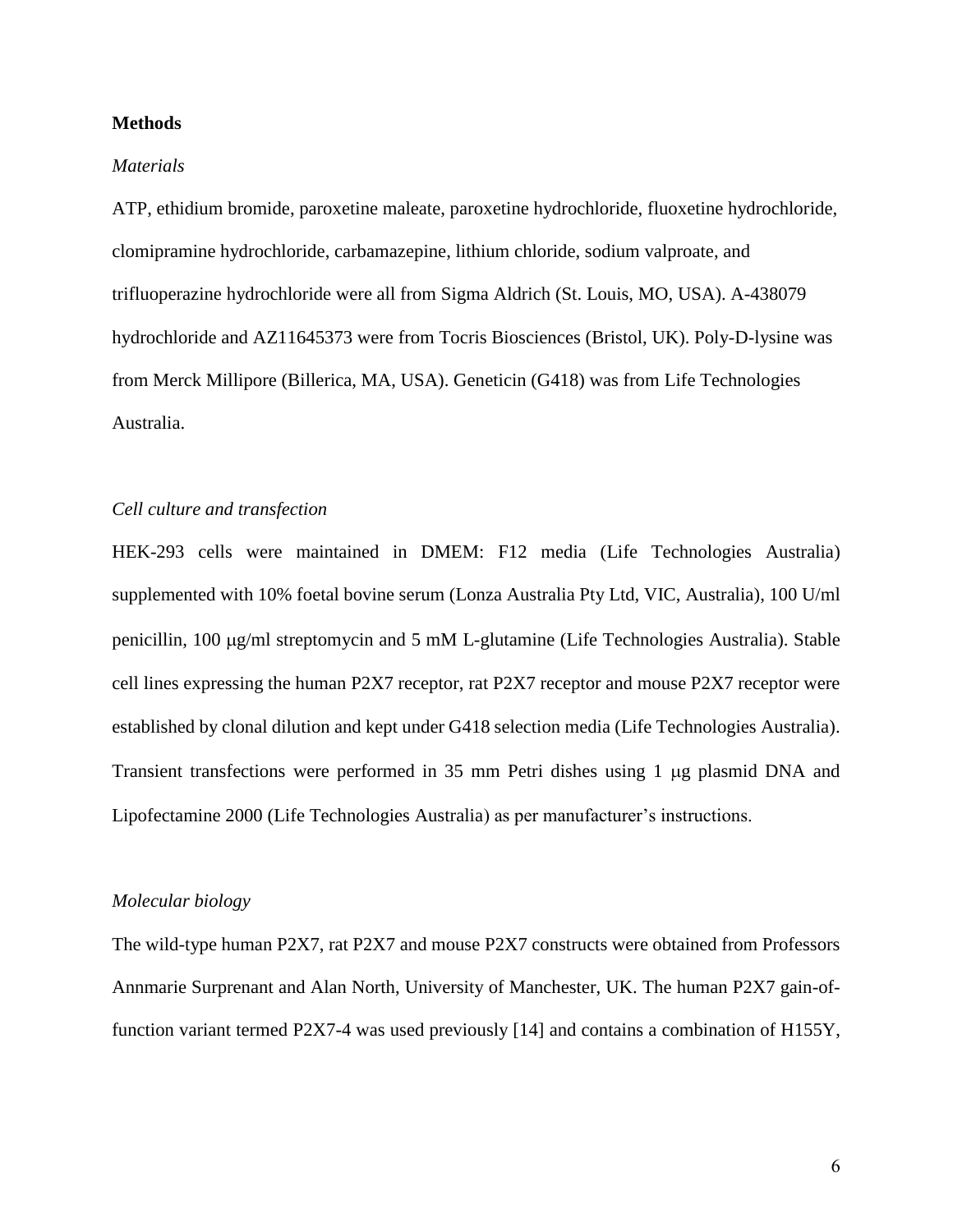**Methods**

*Materials*

ATP, ethidium bromide, paroxetine maleate, paroxetine hydrochloride, fluoxetine hydrochloride, clomipramine hydrochloride, carbamazepine, lithium chloride, sodium valproate, and trifluoperazine hydrochloride were all from Sigma Aldrich (St. Louis, MO, USA). A-438079 hydrochloride and AZ11645373 were from Tocris Biosciences (Bristol, UK). Poly-D-lysine was from Merck Millipore (Billerica, MA, USA). Geneticin (G418) was from Life Technologies Australia.

*Cell culture and transfection*

HEK-293 cells were maintained in DMEM: F12 media (Life Technologies Australia) supplemented with 10% foetal bovine serum (Lonza Australia Pty Ltd, VIC, Australia), 100 U/ml penicillin, 100 μg/ml streptomycin and 5 mM L-glutamine (Life Technologies Australia). Stable cell lines expressing the human P2X7 receptor, rat P2X7 receptor and mouse P2X7 receptor were established by clonal dilution and kept under G418 selection media (Life Technologies Australia). Transient transfections were performed in 35 mm Petri dishes using 1 μg plasmid DNA and Lipofectamine 2000 (Life Technologies Australia) as per manufacturer's instructions.

*Molecular biology*

The wild-type human P2X7, rat P2X7 and mouse P2X7 constructs were obtained from Professors Annmarie Surprenant and Alan North, University of Manchester, UK. The human P2X7 gain-of-function variant termed P2X7-4 was used previously [14] and contains a combination of H155Y,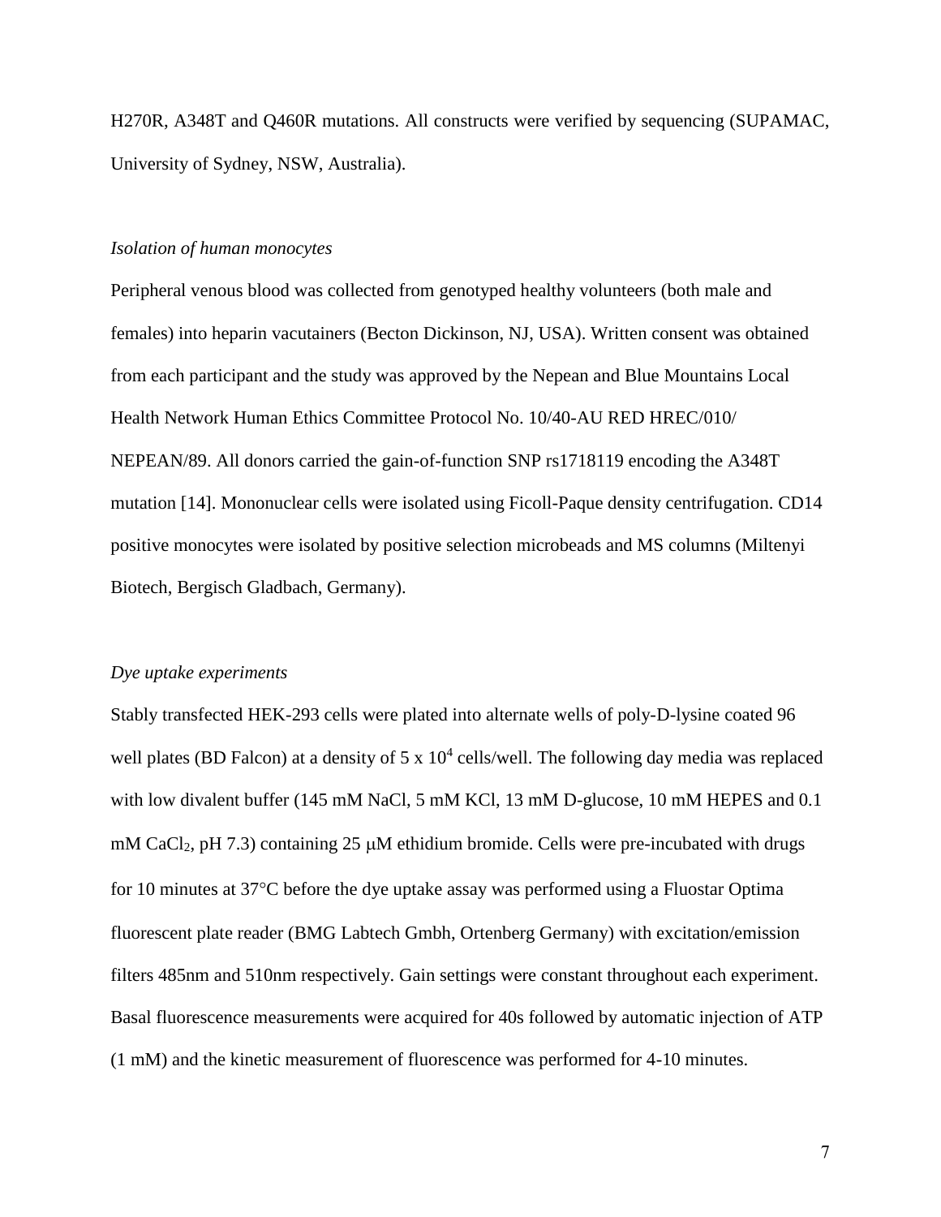H270R, A348T and Q460R mutations. All constructs were verified by sequencing (SUPAMAC, University of Sydney, NSW, Australia).

*Isolation of human monocytes*

Peripheral venous blood was collected from genotyped healthy volunteers (both male and females) into heparin vacutainers (Becton Dickinson, NJ, USA). Written consent was obtained from each participant and the study was approved by the Nepean and Blue Mountains Local Health Network Human Ethics Committee Protocol No. 10/40-AU RED HREC/010/ NEPEAN/89. All donors carried the gain-of-function SNP rs1718119 encoding the A348T mutation [14]. Mononuclear cells were isolated using Ficoll-Paque density centrifugation. CD14 positive monocytes were isolated by positive selection microbeads and MS columns (Miltenyi Biotech, Bergisch Gladbach, Germany).

*Dye uptake experiments*

Stably transfected HEK-293 cells were plated into alternate wells of poly-D-lysine coated 96 well plates (BD Falcon) at a density of 5 x $10^4$ cells/well. The following day media was replaced with low divalent buffer (145 mM NaCl, 5 mM KCl, 13 mM D-glucose, 10 mM HEPES and 0.1 mM $CaCl_2$, pH 7.3) containing 25 μM ethidium bromide. Cells were pre-incubated with drugs for 10 minutes at 37°C before the dye uptake assay was performed using a Fluostar Optima fluorescent plate reader (BMG Labtech Gmbh, Ortenberg Germany) with excitation/emission filters 485nm and 510nm respectively. Gain settings were constant throughout each experiment. Basal fluorescence measurements were acquired for 40s followed by automatic injection of ATP (1 mM) and the kinetic measurement of fluorescence was performed for 4-10 minutes.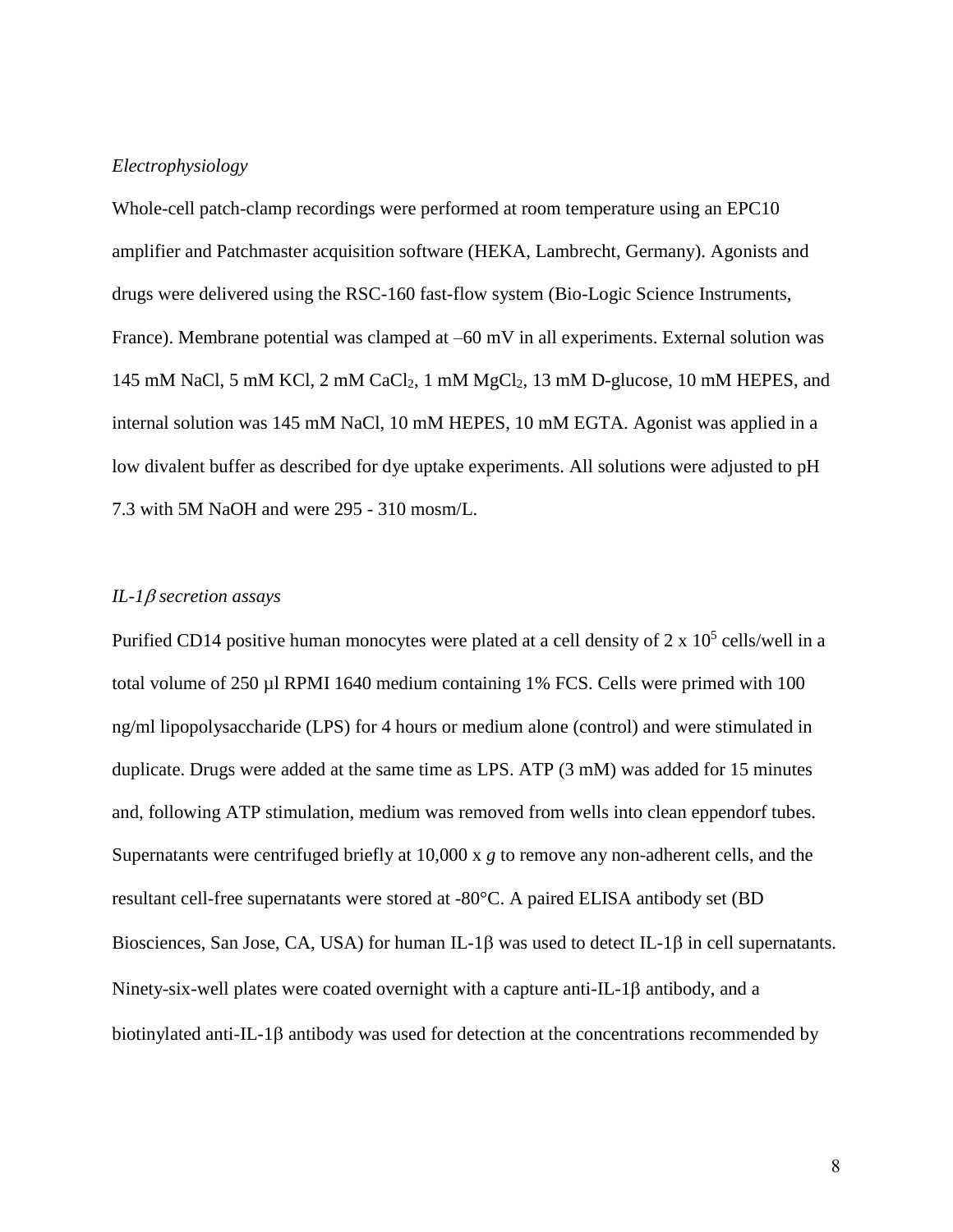*Electrophysiology*

Whole-cell patch-clamp recordings were performed at room temperature using an EPC10 amplifier and Patchmaster acquisition software (HEKA, Lambrecht, Germany). Agonists and drugs were delivered using the RSC-160 fast-flow system (Bio-Logic Science Instruments, France). Membrane potential was clamped at –60 mV in all experiments. External solution was 145 mM NaCl, 5 mM KCl, 2 mM $CaCl_2$, 1 mM $MgCl_2$, 13 mM D-glucose, 10 mM HEPES, and internal solution was 145 mM NaCl, 10 mM HEPES, 10 mM EGTA. Agonist was applied in a low divalent buffer as described for dye uptake experiments. All solutions were adjusted to pH 7.3 with 5M NaOH and were 295 - 310 mosm/L.

*IL-1β secretion assays*

Purified CD14 positive human monocytes were plated at a cell density of 2 x $10^5$ cells/well in a total volume of 250 µl RPMI 1640 medium containing 1% FCS. Cells were primed with 100 ng/ml lipopolysaccharide (LPS) for 4 hours or medium alone (control) and were stimulated in duplicate. Drugs were added at the same time as LPS. ATP (3 mM) was added for 15 minutes and, following ATP stimulation, medium was removed from wells into clean eppendorf tubes. Supernatants were centrifuged briefly at 10,000 x *g* to remove any non-adherent cells, and the resultant cell-free supernatants were stored at -80°C. A paired ELISA antibody set (BD Biosciences, San Jose, CA, USA) for human IL-1β was used to detect IL-1β in cell supernatants. Ninety-six-well plates were coated overnight with a capture anti-IL-1β antibody, and a biotinylated anti-IL-1β antibody was used for detection at the concentrations recommended by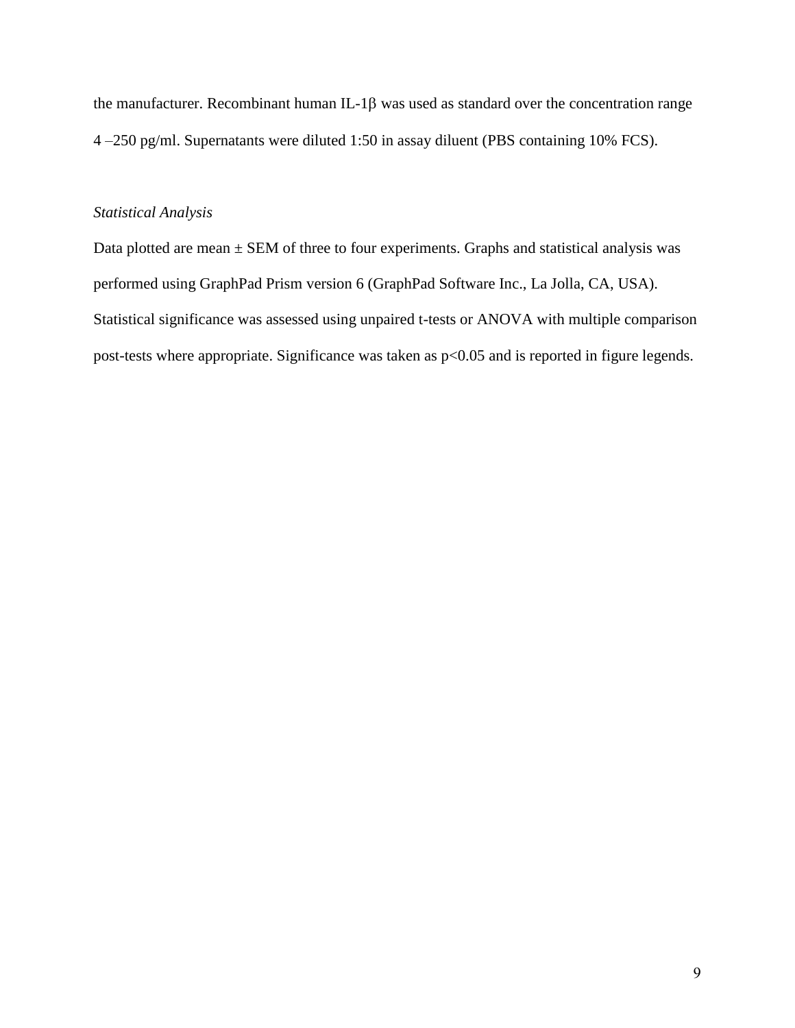the manufacturer. Recombinant human IL-1β was used as standard over the concentration range 4 –250 pg/ml. Supernatants were diluted 1:50 in assay diluent (PBS containing 10% FCS).

*Statistical Analysis*

Data plotted are mean ± SEM of three to four experiments. Graphs and statistical analysis was performed using GraphPad Prism version 6 (GraphPad Software Inc., La Jolla, CA, USA). Statistical significance was assessed using unpaired t-tests or ANOVA with multiple comparison post-tests where appropriate. Significance was taken as $p<0.05$ and is reported in figure legends.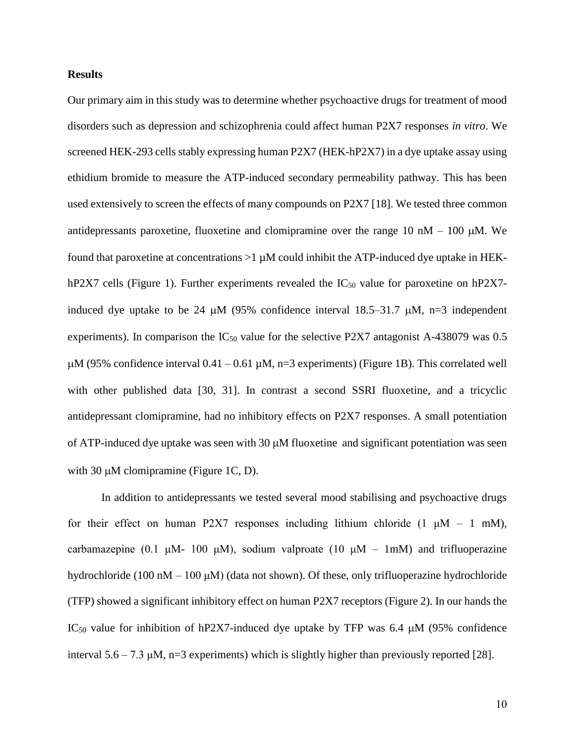## Results

Our primary aim in this study was to determine whether psychoactive drugs for treatment of mood disorders such as depression and schizophrenia could affect human P2X7 responses *in vitro*. We screened HEK-293 cells stably expressing human P2X7 (HEK-hP2X7) in a dye uptake assay using ethidium bromide to measure the ATP-induced secondary permeability pathway. This has been used extensively to screen the effects of many compounds on P2X7 [18]. We tested three common antidepressants paroxetine, fluoxetine and clomipramine over the range 10 nM – 100 μM. We found that paroxetine at concentrations >1 μM could inhibit the ATP-induced dye uptake in HEK-hP2X7 cells (Figure 1). Further experiments revealed the $IC_{50}$ value for paroxetine on hP2X7-induced dye uptake to be 24 μM (95% confidence interval 18.5–31.7 μM, n=3 independent experiments). In comparison the $IC_{50}$ value for the selective P2X7 antagonist A-438079 was 0.5 μM (95% confidence interval 0.41 – 0.61 μM, n=3 experiments) (Figure 1B). This correlated well with other published data [30, 31]. In contrast a second SSRI fluoxetine, and a tricyclic antidepressant clomipramine, had no inhibitory effects on P2X7 responses. A small potentiation of ATP-induced dye uptake was seen with 30 μM fluoxetine and significant potentiation was seen with 30 μM clomipramine (Figure 1C, D).

In addition to antidepressants we tested several mood stabilising and psychoactive drugs for their effect on human P2X7 responses including lithium chloride (1 μM – 1 mM), carbamazepine (0.1 μM- 100 μM), sodium valproate (10 μM – 1mM) and trifluoperazine hydrochloride (100 nM – 100 μM) (data not shown). Of these, only trifluoperazine hydrochloride (TFP) showed a significant inhibitory effect on human P2X7 receptors (Figure 2). In our hands the $IC_{50}$ value for inhibition of hP2X7-induced dye uptake by TFP was 6.4 μM (95% confidence interval 5.6 – 7.3 μM, n=3 experiments) which is slightly higher than previously reported [28].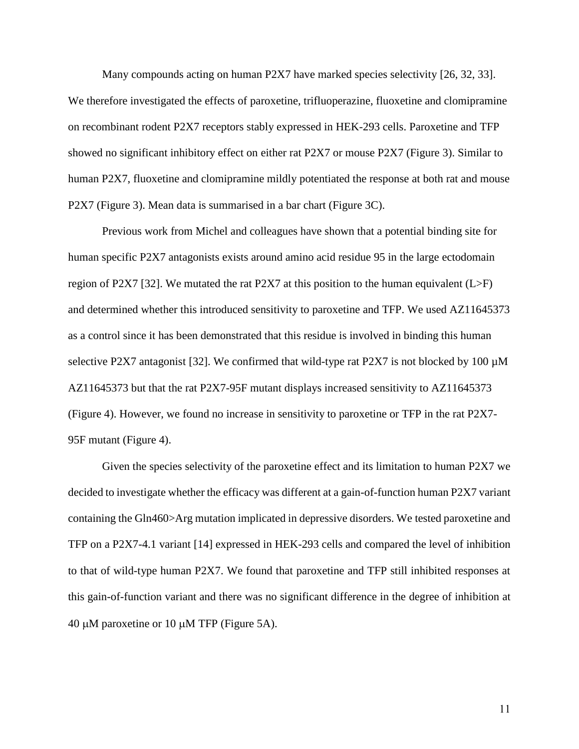Many compounds acting on human P2X7 have marked species selectivity [26, 32, 33]. We therefore investigated the effects of paroxetine, trifluoperazine, fluoxetine and clomipramine on recombinant rodent P2X7 receptors stably expressed in HEK-293 cells. Paroxetine and TFP showed no significant inhibitory effect on either rat P2X7 or mouse P2X7 (Figure 3). Similar to human P2X7, fluoxetine and clomipramine mildly potentiated the response at both rat and mouse P2X7 (Figure 3). Mean data is summarised in a bar chart (Figure 3C).

Previous work from Michel and colleagues have shown that a potential binding site for human specific P2X7 antagonists exists around amino acid residue 95 in the large ectodomain region of P2X7 [32]. We mutated the rat P2X7 at this position to the human equivalent (L>F) and determined whether this introduced sensitivity to paroxetine and TFP. We used AZ11645373 as a control since it has been demonstrated that this residue is involved in binding this human selective P2X7 antagonist [32]. We confirmed that wild-type rat P2X7 is not blocked by 100 μM AZ11645373 but that the rat P2X7-95F mutant displays increased sensitivity to AZ11645373 (Figure 4). However, we found no increase in sensitivity to paroxetine or TFP in the rat P2X7-95F mutant (Figure 4).

Given the species selectivity of the paroxetine effect and its limitation to human P2X7 we decided to investigate whether the efficacy was different at a gain-of-function human P2X7 variant containing the Gln460>Arg mutation implicated in depressive disorders. We tested paroxetine and TFP on a P2X7-4.1 variant [14] expressed in HEK-293 cells and compared the level of inhibition to that of wild-type human P2X7. We found that paroxetine and TFP still inhibited responses at this gain-of-function variant and there was no significant difference in the degree of inhibition at 40 μM paroxetine or 10 μM TFP (Figure 5A).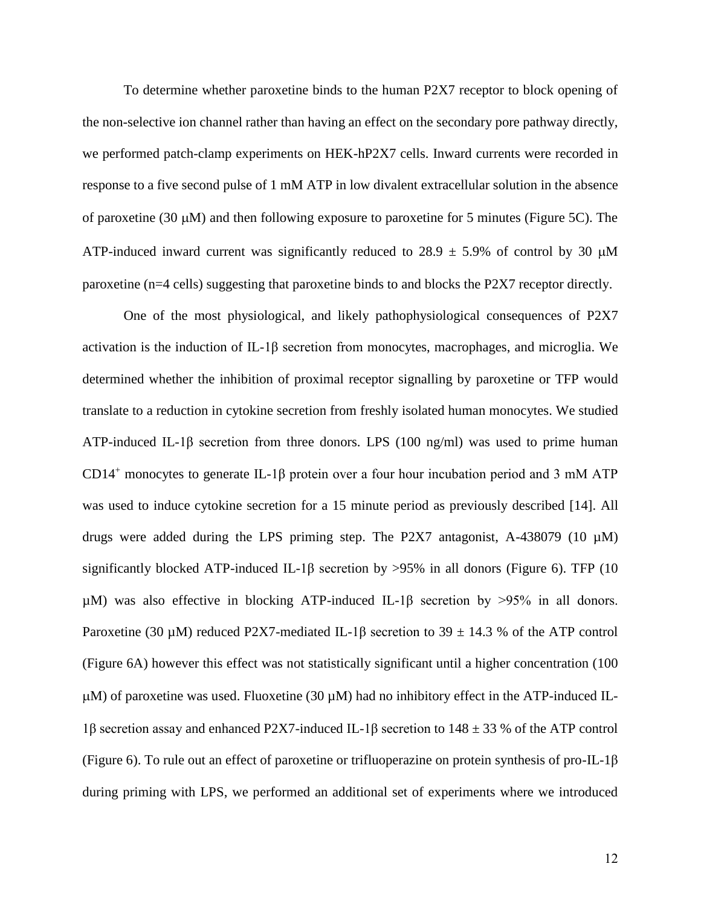To determine whether paroxetine binds to the human P2X7 receptor to block opening of the non-selective ion channel rather than having an effect on the secondary pore pathway directly, we performed patch-clamp experiments on HEK-hP2X7 cells. Inward currents were recorded in response to a five second pulse of 1 mM ATP in low divalent extracellular solution in the absence of paroxetine (30 μM) and then following exposure to paroxetine for 5 minutes (Figure 5C). The ATP-induced inward current was significantly reduced to 28.9 ± 5.9% of control by 30 μM paroxetine (n=4 cells) suggesting that paroxetine binds to and blocks the P2X7 receptor directly.

One of the most physiological, and likely pathophysiological consequences of P2X7 activation is the induction of IL-1β secretion from monocytes, macrophages, and microglia. We determined whether the inhibition of proximal receptor signalling by paroxetine or TFP would translate to a reduction in cytokine secretion from freshly isolated human monocytes. We studied ATP-induced IL-1β secretion from three donors. LPS (100 ng/ml) was used to prime human $CD14^+$ monocytes to generate IL-1β protein over a four hour incubation period and 3 mM ATP was used to induce cytokine secretion for a 15 minute period as previously described [14]. All drugs were added during the LPS priming step. The P2X7 antagonist, A-438079 (10 μM) significantly blocked ATP-induced IL-1β secretion by >95% in all donors (Figure 6). TFP (10 μM) was also effective in blocking ATP-induced IL-1β secretion by >95% in all donors. Paroxetine (30 μM) reduced P2X7-mediated IL-1β secretion to 39 ± 14.3 % of the ATP control (Figure 6A) however this effect was not statistically significant until a higher concentration (100 μM) of paroxetine was used. Fluoxetine (30 μM) had no inhibitory effect in the ATP-induced IL-1β secretion assay and enhanced P2X7-induced IL-1β secretion to 148 ± 33 % of the ATP control (Figure 6). To rule out an effect of paroxetine or trifluoperazine on protein synthesis of pro-IL-1β during priming with LPS, we performed an additional set of experiments where we introduced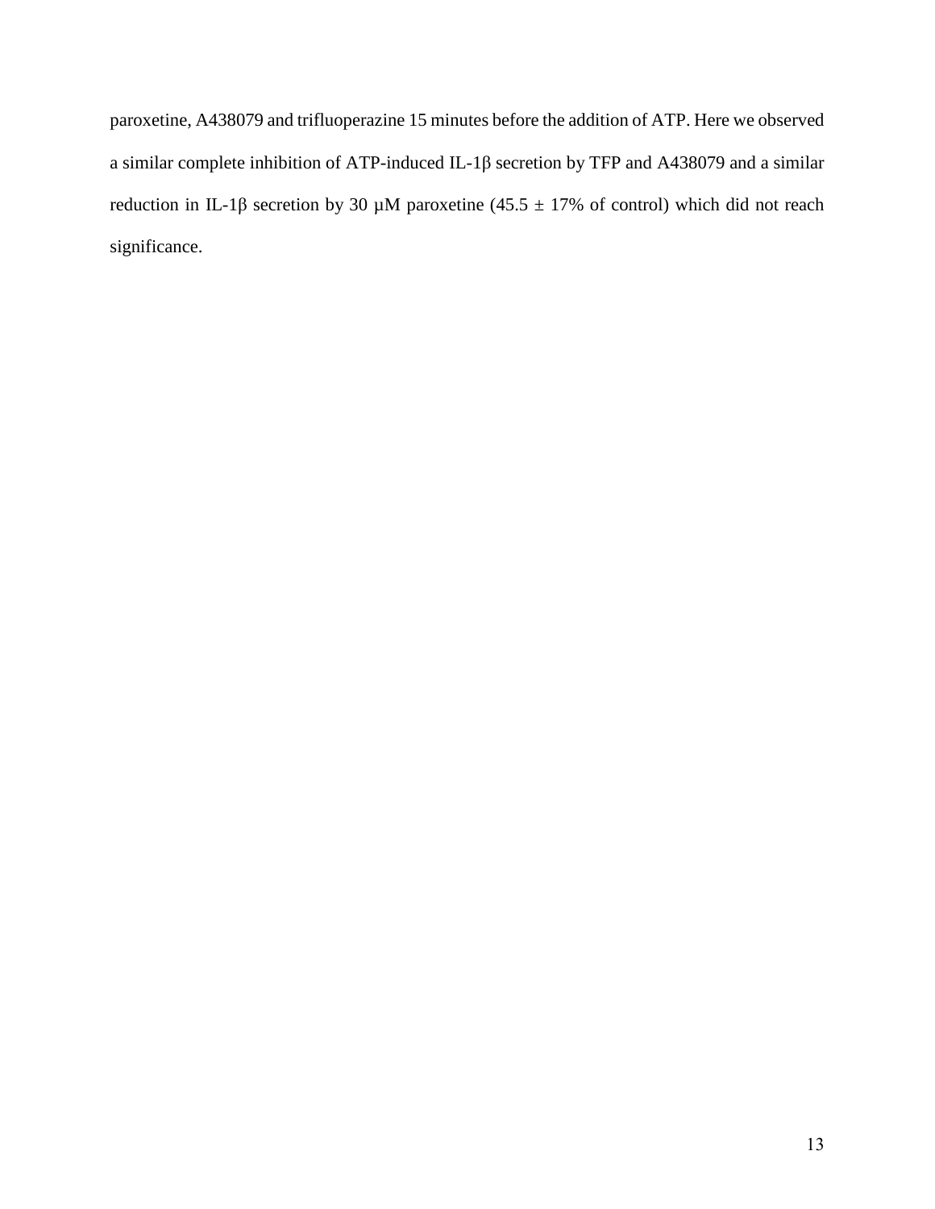paroxetine, A438079 and trifluoperazine 15 minutes before the addition of ATP. Here we observed a similar complete inhibition of ATP-induced IL-1β secretion by TFP and A438079 and a similar reduction in IL-1β secretion by 30 µM paroxetine ($45.5 \pm 17\%$ of control) which did not reach significance.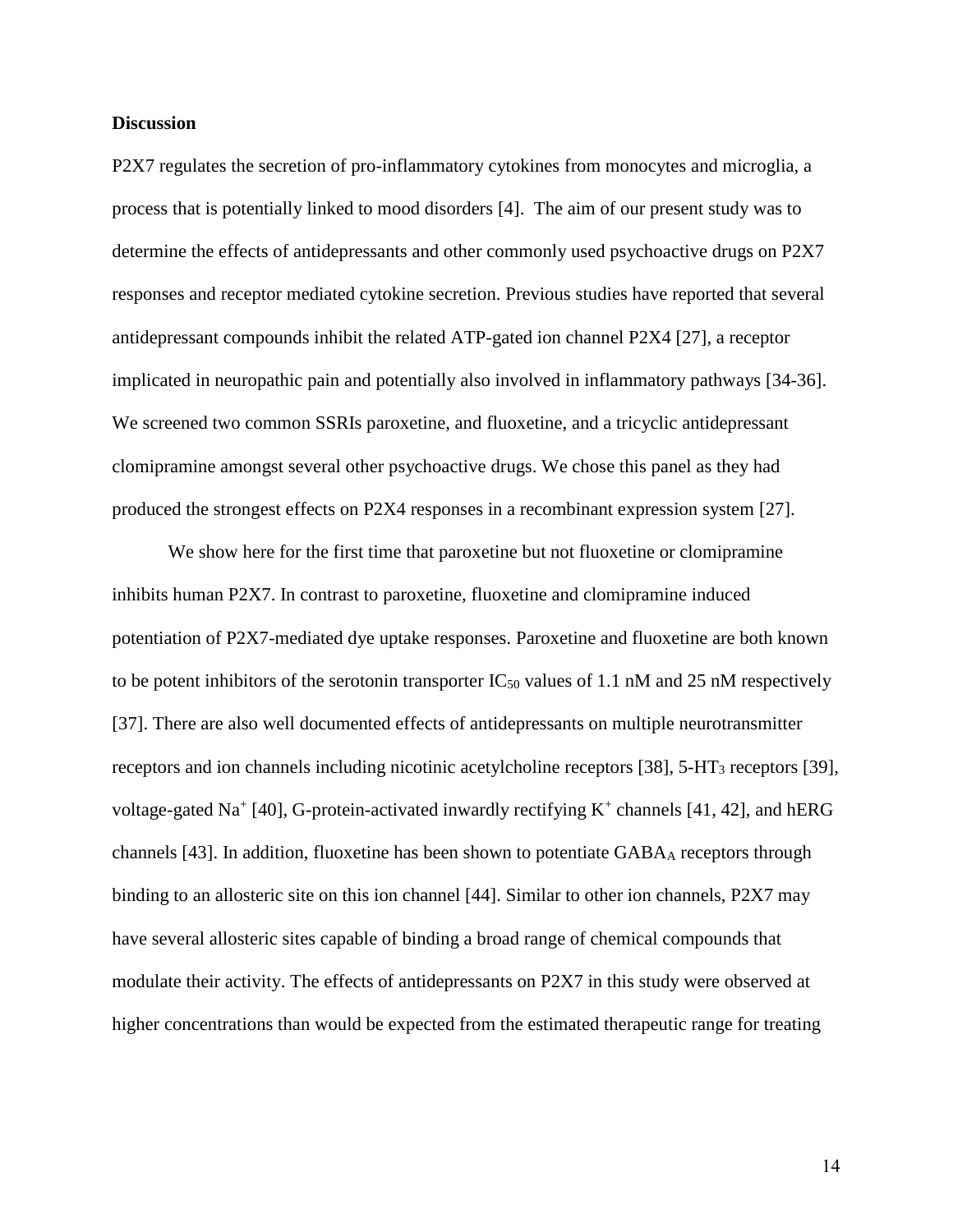## Discussion

P2X7 regulates the secretion of pro-inflammatory cytokines from monocytes and microglia, a process that is potentially linked to mood disorders [4]. The aim of our present study was to determine the effects of antidepressants and other commonly used psychoactive drugs on P2X7 responses and receptor mediated cytokine secretion. Previous studies have reported that several antidepressant compounds inhibit the related ATP-gated ion channel P2X4 [27], a receptor implicated in neuropathic pain and potentially also involved in inflammatory pathways [34-36]. We screened two common SSRIs paroxetine, and fluoxetine, and a tricyclic antidepressant clomipramine amongst several other psychoactive drugs. We chose this panel as they had produced the strongest effects on P2X4 responses in a recombinant expression system [27].

We show here for the first time that paroxetine but not fluoxetine or clomipramine inhibits human P2X7. In contrast to paroxetine, fluoxetine and clomipramine induced potentiation of P2X7-mediated dye uptake responses. Paroxetine and fluoxetine are both known to be potent inhibitors of the serotonin transporter $IC_{50}$ values of 1.1 nM and 25 nM respectively [37]. There are also well documented effects of antidepressants on multiple neurotransmitter receptors and ion channels including nicotinic acetylcholine receptors [38], 5-$HT_3$ receptors [39], voltage-gated $Na^+$ [40], G-protein-activated inwardly rectifying $K^+$ channels [41, 42], and hERG channels [43]. In addition, fluoxetine has been shown to potentiate $GABA_A$ receptors through binding to an allosteric site on this ion channel [44]. Similar to other ion channels, P2X7 may have several allosteric sites capable of binding a broad range of chemical compounds that modulate their activity. The effects of antidepressants on P2X7 in this study were observed at higher concentrations than would be expected from the estimated therapeutic range for treating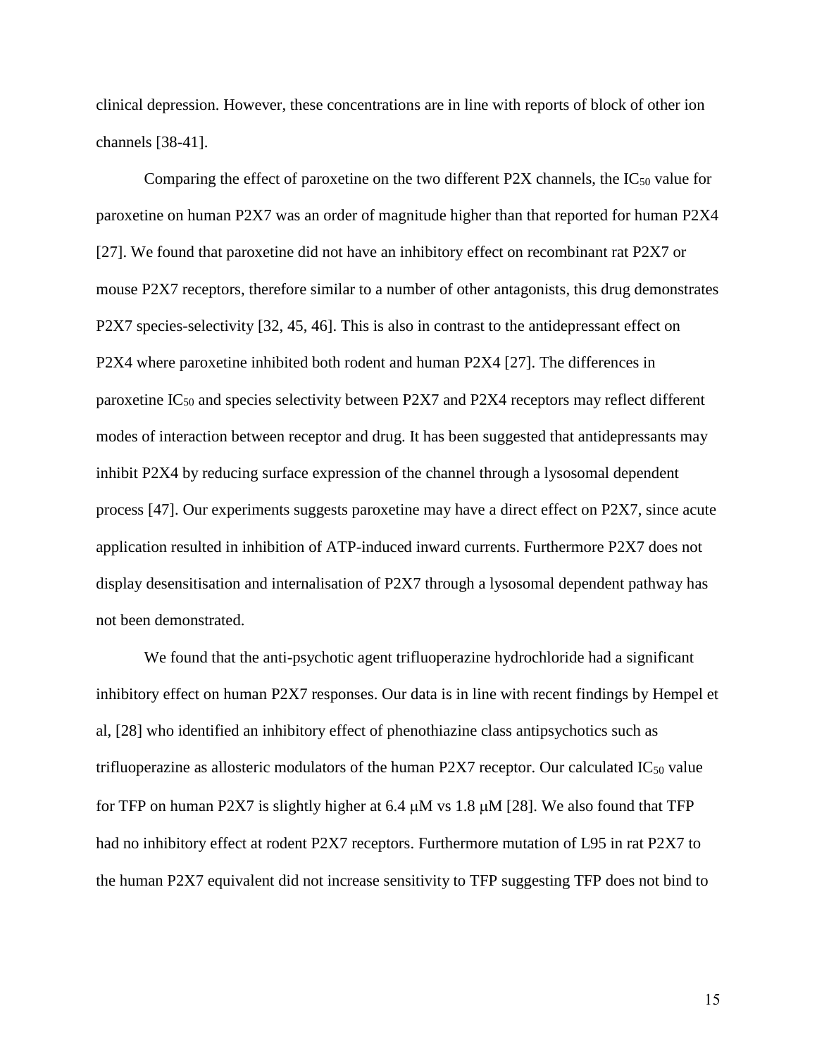clinical depression. However, these concentrations are in line with reports of block of other ion channels [38-41].

Comparing the effect of paroxetine on the two different P2X channels, the $IC_{50}$ value for paroxetine on human P2X7 was an order of magnitude higher than that reported for human P2X4 [27]. We found that paroxetine did not have an inhibitory effect on recombinant rat P2X7 or mouse P2X7 receptors, therefore similar to a number of other antagonists, this drug demonstrates P2X7 species-selectivity [32, 45, 46]. This is also in contrast to the antidepressant effect on P2X4 where paroxetine inhibited both rodent and human P2X4 [27]. The differences in paroxetine $IC_{50}$ and species selectivity between P2X7 and P2X4 receptors may reflect different modes of interaction between receptor and drug. It has been suggested that antidepressants may inhibit P2X4 by reducing surface expression of the channel through a lysosomal dependent process [47]. Our experiments suggests paroxetine may have a direct effect on P2X7, since acute application resulted in inhibition of ATP-induced inward currents. Furthermore P2X7 does not display desensitisation and internalisation of P2X7 through a lysosomal dependent pathway has not been demonstrated.

We found that the anti-psychotic agent trifluoperazine hydrochloride had a significant inhibitory effect on human P2X7 responses. Our data is in line with recent findings by Hempel et al, [28] who identified an inhibitory effect of phenothiazine class antipsychotics such as trifluoperazine as allosteric modulators of the human P2X7 receptor. Our calculated $IC_{50}$ value for TFP on human P2X7 is slightly higher at 6.4 μM vs 1.8 μM [28]. We also found that TFP had no inhibitory effect at rodent P2X7 receptors. Furthermore mutation of L95 in rat P2X7 to the human P2X7 equivalent did not increase sensitivity to TFP suggesting TFP does not bind to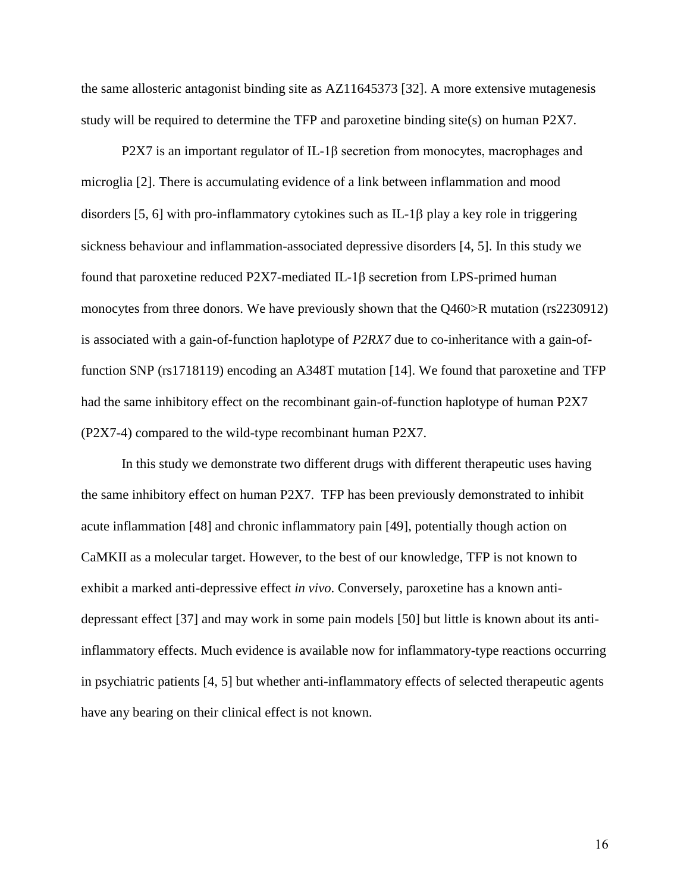the same allosteric antagonist binding site as AZ11645373 [32]. A more extensive mutagenesis study will be required to determine the TFP and paroxetine binding site(s) on human P2X7.

P2X7 is an important regulator of IL-1β secretion from monocytes, macrophages and microglia [2]. There is accumulating evidence of a link between inflammation and mood disorders [5, 6] with pro-inflammatory cytokines such as IL-1β play a key role in triggering sickness behaviour and inflammation-associated depressive disorders [4, 5]. In this study we found that paroxetine reduced P2X7-mediated IL-1β secretion from LPS-primed human monocytes from three donors. We have previously shown that the Q460>R mutation (rs2230912) is associated with a gain-of-function haplotype of *P2RX7* due to co-inheritance with a gain-of-function SNP (rs1718119) encoding an A348T mutation [14]. We found that paroxetine and TFP had the same inhibitory effect on the recombinant gain-of-function haplotype of human P2X7 (P2X7-4) compared to the wild-type recombinant human P2X7.

In this study we demonstrate two different drugs with different therapeutic uses having the same inhibitory effect on human P2X7. TFP has been previously demonstrated to inhibit acute inflammation [48] and chronic inflammatory pain [49], potentially though action on CaMKII as a molecular target. However, to the best of our knowledge, TFP is not known to exhibit a marked anti-depressive effect *in vivo*. Conversely, paroxetine has a known anti-depressant effect [37] and may work in some pain models [50] but little is known about its anti-inflammatory effects. Much evidence is available now for inflammatory-type reactions occurring in psychiatric patients [4, 5] but whether anti-inflammatory effects of selected therapeutic agents have any bearing on their clinical effect is not known.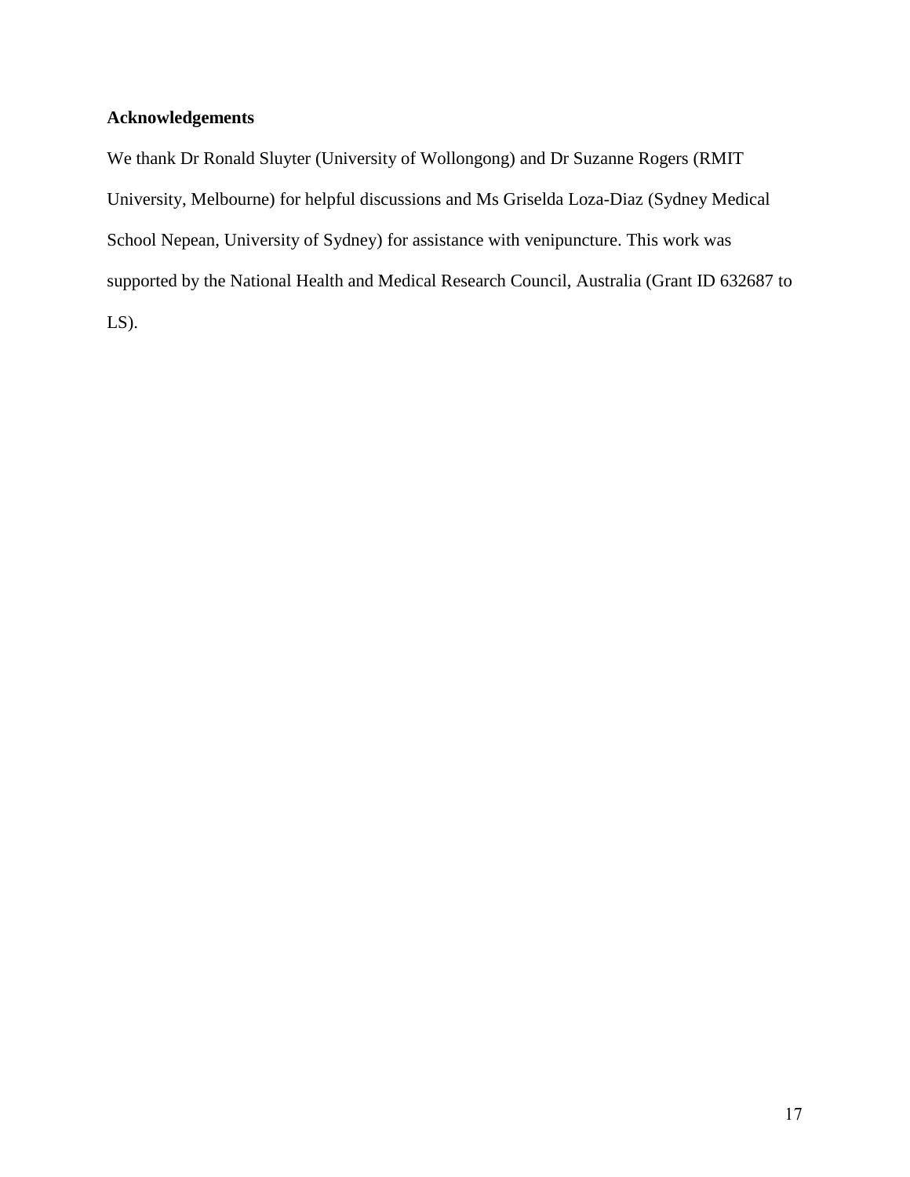## Acknowledgements

We thank Dr Ronald Sluyter (University of Wollongong) and Dr Suzanne Rogers (RMIT University, Melbourne) for helpful discussions and Ms Griselda Loza-Diaz (Sydney Medical School Nepean, University of Sydney) for assistance with venipuncture. This work was supported by the National Health and Medical Research Council, Australia (Grant ID 632687 to LS).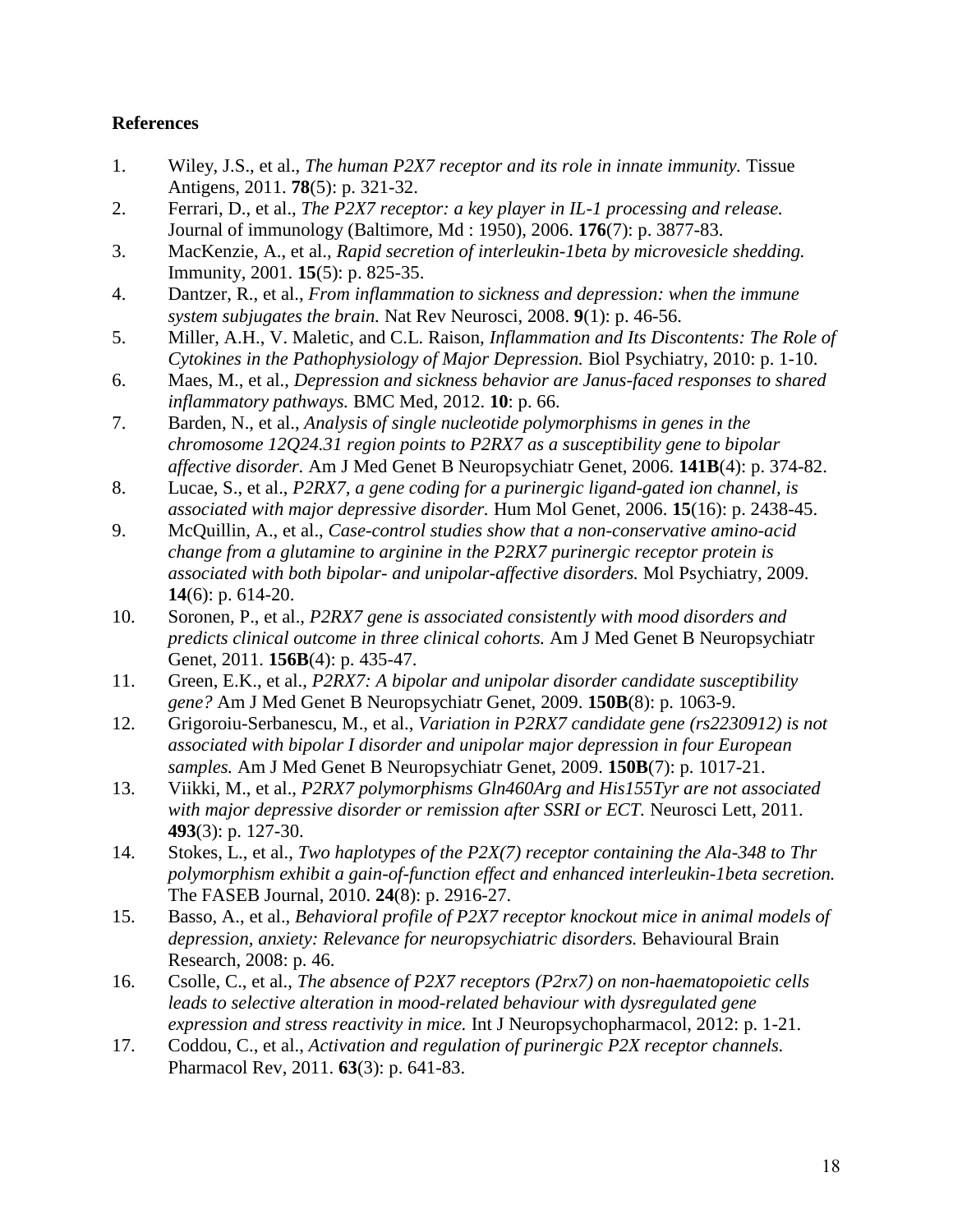**References**

1. Wiley, J.S., et al., *The human P2X7 receptor and its role in innate immunity.* Tissue Antigens, 2011. **78**(5): p. 321-32.
2. Ferrari, D., et al., *The P2X7 receptor: a key player in IL-1 processing and release.* Journal of immunology (Baltimore, Md : 1950), 2006. **176**(7): p. 3877-83.
3. MacKenzie, A., et al., *Rapid secretion of interleukin-1beta by microvesicle shedding.* Immunity, 2001. **15**(5): p. 825-35.
4. Dantzer, R., et al., *From inflammation to sickness and depression: when the immune system subjugates the brain.* Nat Rev Neurosci, 2008. **9**(1): p. 46-56.
5. Miller, A.H., V. Maletic, and C.L. Raison, *Inflammation and Its Discontents: The Role of Cytokines in the Pathophysiology of Major Depression.* Biol Psychiatry, 2010: p. 1-10.
6. Maes, M., et al., *Depression and sickness behavior are Janus-faced responses to shared inflammatory pathways.* BMC Med, 2012. **10**: p. 66.
7. Barden, N., et al., *Analysis of single nucleotide polymorphisms in genes in the chromosome 12Q24.31 region points to P2RX7 as a susceptibility gene to bipolar affective disorder.* Am J Med Genet B Neuropsychiatr Genet, 2006. **141B**(4): p. 374-82.
8. Lucae, S., et al., *P2RX7, a gene coding for a purinergic ligand-gated ion channel, is associated with major depressive disorder.* Hum Mol Genet, 2006. **15**(16): p. 2438-45.
9. McQuillin, A., et al., *Case-control studies show that a non-conservative amino-acid change from a glutamine to arginine in the P2RX7 purinergic receptor protein is associated with both bipolar- and unipolar-affective disorders.* Mol Psychiatry, 2009. **14**(6): p. 614-20.
10. Soronen, P., et al., *P2RX7 gene is associated consistently with mood disorders and predicts clinical outcome in three clinical cohorts.* Am J Med Genet B Neuropsychiatr Genet, 2011. **156B**(4): p. 435-47.
11. Green, E.K., et al., *P2RX7: A bipolar and unipolar disorder candidate susceptibility gene?* Am J Med Genet B Neuropsychiatr Genet, 2009. **150B**(8): p. 1063-9.
12. Grigoroiu-Serbanescu, M., et al., *Variation in P2RX7 candidate gene (rs2230912) is not associated with bipolar I disorder and unipolar major depression in four European samples.* Am J Med Genet B Neuropsychiatr Genet, 2009. **150B**(7): p. 1017-21.
13. Viikki, M., et al., *P2RX7 polymorphisms Gln460Arg and His155Tyr are not associated with major depressive disorder or remission after SSRI or ECT.* Neurosci Lett, 2011. **493**(3): p. 127-30.
14. Stokes, L., et al., *Two haplotypes of the P2X(7) receptor containing the Ala-348 to Thr polymorphism exhibit a gain-of-function effect and enhanced interleukin-1beta secretion.* The FASEB Journal, 2010. **24**(8): p. 2916-27.
15. Basso, A., et al., *Behavioral profile of P2X7 receptor knockout mice in animal models of depression, anxiety: Relevance for neuropsychiatric disorders.* Behavioural Brain Research, 2008: p. 46.
16. Csolle, C., et al., *The absence of P2X7 receptors (P2rx7) on non-haematopoietic cells leads to selective alteration in mood-related behaviour with dysregulated gene expression and stress reactivity in mice.* Int J Neuropsychopharmacol, 2012: p. 1-21.
17. Coddou, C., et al., *Activation and regulation of purinergic P2X receptor channels.* Pharmacol Rev, 2011. **63**(3): p. 641-83.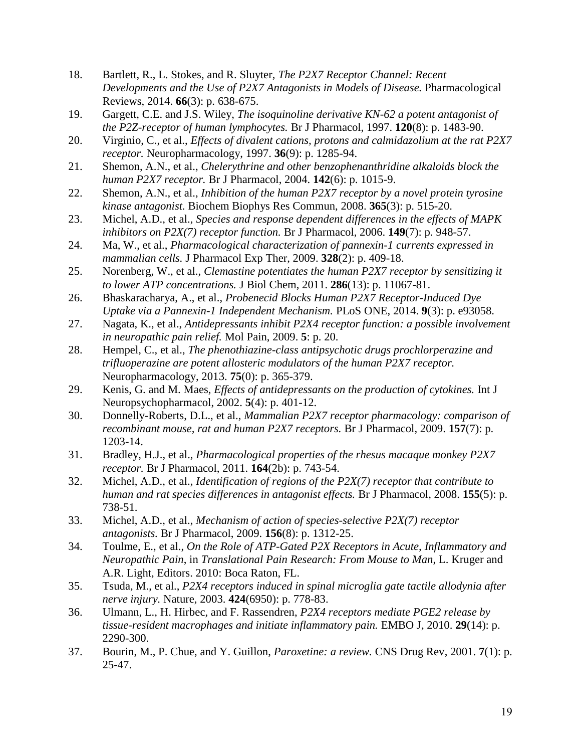18. Bartlett, R., L. Stokes, and R. Sluyter, *The P2X7 Receptor Channel: Recent Developments and the Use of P2X7 Antagonists in Models of Disease.* Pharmacological Reviews, 2014. **66**(3): p. 638-675.
19. Gargett, C.E. and J.S. Wiley, *The isoquinoline derivative KN-62 a potent antagonist of the P2Z-receptor of human lymphocytes.* Br J Pharmacol, 1997. **120**(8): p. 1483-90.
20. Virginio, C., et al., *Effects of divalent cations, protons and calmidazolium at the rat P2X7 receptor.* Neuropharmacology, 1997. **36**(9): p. 1285-94.
21. Shemon, A.N., et al., *Chelerythrine and other benzophenanthridine alkaloids block the human P2X7 receptor.* Br J Pharmacol, 2004. **142**(6): p. 1015-9.
22. Shemon, A.N., et al., *Inhibition of the human P2X7 receptor by a novel protein tyrosine kinase antagonist.* Biochem Biophys Res Commun, 2008. **365**(3): p. 515-20.
23. Michel, A.D., et al., *Species and response dependent differences in the effects of MAPK inhibitors on P2X(7) receptor function.* Br J Pharmacol, 2006. **149**(7): p. 948-57.
24. Ma, W., et al., *Pharmacological characterization of pannexin-1 currents expressed in mammalian cells.* J Pharmacol Exp Ther, 2009. **328**(2): p. 409-18.
25. Norenberg, W., et al., *Clemastine potentiates the human P2X7 receptor by sensitizing it to lower ATP concentrations.* J Biol Chem, 2011. **286**(13): p. 11067-81.
26. Bhaskaracharya, A., et al., *Probenecid Blocks Human P2X7 Receptor-Induced Dye Uptake via a Pannexin-1 Independent Mechanism.* PLoS ONE, 2014. **9**(3): p. e93058.
27. Nagata, K., et al., *Antidepressants inhibit P2X4 receptor function: a possible involvement in neuropathic pain relief.* Mol Pain, 2009. **5**: p. 20.
28. Hempel, C., et al., *The phenothiazine-class antipsychotic drugs prochlorperazine and trifluoperazine are potent allosteric modulators of the human P2X7 receptor.* Neuropharmacology, 2013. **75**(0): p. 365-379.
29. Kenis, G. and M. Maes, *Effects of antidepressants on the production of cytokines.* Int J Neuropsychopharmacol, 2002. **5**(4): p. 401-12.
30. Donnelly-Roberts, D.L., et al., *Mammalian P2X7 receptor pharmacology: comparison of recombinant mouse, rat and human P2X7 receptors.* Br J Pharmacol, 2009. **157**(7): p. 1203-14.
31. Bradley, H.J., et al., *Pharmacological properties of the rhesus macaque monkey P2X7 receptor.* Br J Pharmacol, 2011. **164**(2b): p. 743-54.
32. Michel, A.D., et al., *Identification of regions of the P2X(7) receptor that contribute to human and rat species differences in antagonist effects.* Br J Pharmacol, 2008. **155**(5): p. 738-51.
33. Michel, A.D., et al., *Mechanism of action of species-selective P2X(7) receptor antagonists.* Br J Pharmacol, 2009. **156**(8): p. 1312-25.
34. Toulme, E., et al., *On the Role of ATP-Gated P2X Receptors in Acute, Inflammatory and Neuropathic Pain*, in *Translational Pain Research: From Mouse to Man*, L. Kruger and A.R. Light, Editors. 2010: Boca Raton, FL.
35. Tsuda, M., et al., *P2X4 receptors induced in spinal microglia gate tactile allodynia after nerve injury.* Nature, 2003. **424**(6950): p. 778-83.
36. Ulmann, L., H. Hirbec, and F. Rassendren, *P2X4 receptors mediate PGE2 release by tissue-resident macrophages and initiate inflammatory pain.* EMBO J, 2010. **29**(14): p. 2290-300.
37. Bourin, M., P. Chue, and Y. Guillon, *Paroxetine: a review.* CNS Drug Rev, 2001. **7**(1): p. 25-47.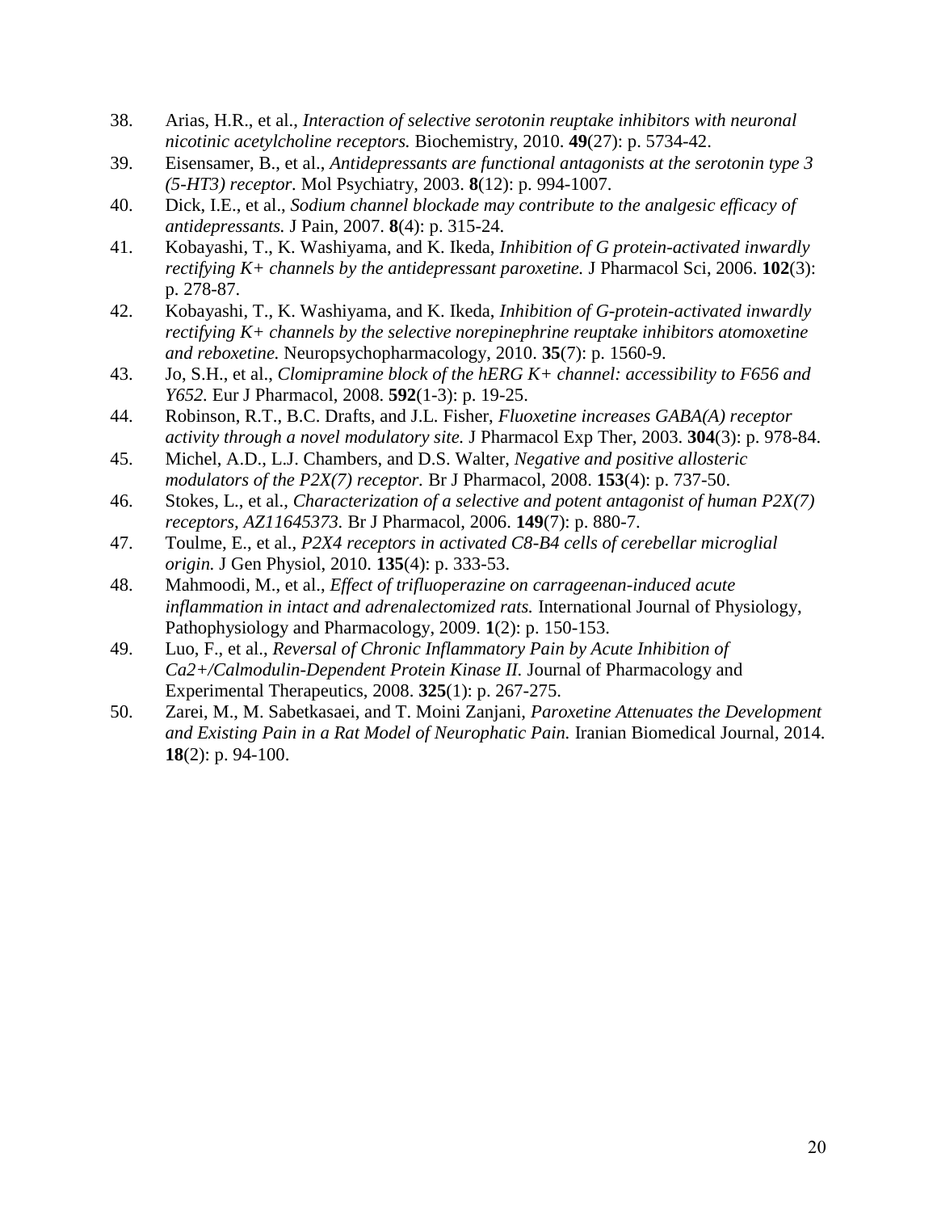38. Arias, H.R., et al., *Interaction of selective serotonin reuptake inhibitors with neuronal nicotinic acetylcholine receptors.* Biochemistry, 2010. **49**(27): p. 5734-42.
39. Eisensamer, B., et al., *Antidepressants are functional antagonists at the serotonin type 3 (5-HT3) receptor.* Mol Psychiatry, 2003. **8**(12): p. 994-1007.
40. Dick, I.E., et al., *Sodium channel blockade may contribute to the analgesic efficacy of antidepressants.* J Pain, 2007. **8**(4): p. 315-24.
41. Kobayashi, T., K. Washiyama, and K. Ikeda, *Inhibition of G protein-activated inwardly rectifying K+ channels by the antidepressant paroxetine.* J Pharmacol Sci, 2006. **102**(3): p. 278-87.
42. Kobayashi, T., K. Washiyama, and K. Ikeda, *Inhibition of G-protein-activated inwardly rectifying K+ channels by the selective norepinephrine reuptake inhibitors atomoxetine and reboxetine.* Neuropsychopharmacology, 2010. **35**(7): p. 1560-9.
43. Jo, S.H., et al., *Clomipramine block of the hERG K+ channel: accessibility to F656 and Y652.* Eur J Pharmacol, 2008. **592**(1-3): p. 19-25.
44. Robinson, R.T., B.C. Drafts, and J.L. Fisher, *Fluoxetine increases GABA(A) receptor activity through a novel modulatory site.* J Pharmacol Exp Ther, 2003. **304**(3): p. 978-84.
45. Michel, A.D., L.J. Chambers, and D.S. Walter, *Negative and positive allosteric modulators of the P2X(7) receptor.* Br J Pharmacol, 2008. **153**(4): p. 737-50.
46. Stokes, L., et al., *Characterization of a selective and potent antagonist of human P2X(7) receptors, AZ11645373.* Br J Pharmacol, 2006. **149**(7): p. 880-7.
47. Toulme, E., et al., *P2X4 receptors in activated C8-B4 cells of cerebellar microglial origin.* J Gen Physiol, 2010. **135**(4): p. 333-53.
48. Mahmoodi, M., et al., *Effect of trifluoperazine on carrageenan-induced acute inflammation in intact and adrenalectomized rats.* International Journal of Physiology, Pathophysiology and Pharmacology, 2009. **1**(2): p. 150-153.
49. Luo, F., et al., *Reversal of Chronic Inflammatory Pain by Acute Inhibition of Ca2+/Calmodulin-Dependent Protein Kinase II.* Journal of Pharmacology and Experimental Therapeutics, 2008. **325**(1): p. 267-275.
50. Zarei, M., M. Sabetkasaei, and T. Moini Zanjani, *Paroxetine Attenuates the Development and Existing Pain in a Rat Model of Neurophatic Pain.* Iranian Biomedical Journal, 2014. **18**(2): p. 94-100.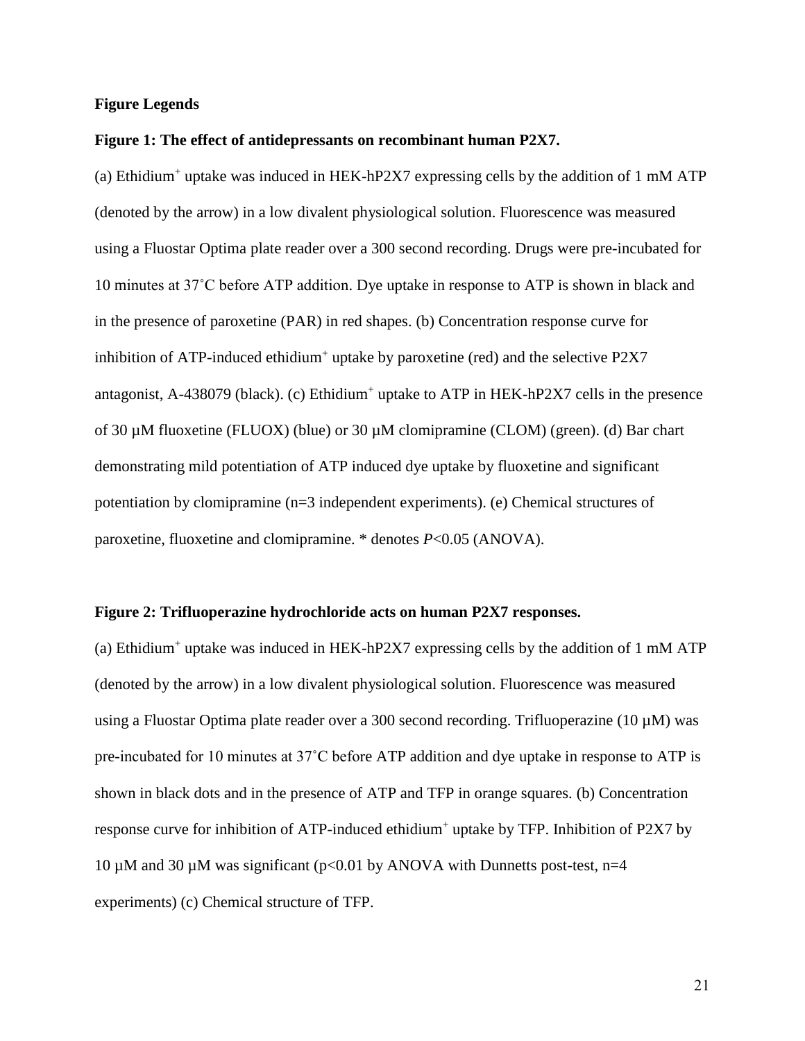**Figure Legends**

**Figure 1: The effect of antidepressants on recombinant human P2X7.**

(a) Ethidium$^+$ uptake was induced in HEK-hP2X7 expressing cells by the addition of 1 mM ATP (denoted by the arrow) in a low divalent physiological solution. Fluorescence was measured using a Fluostar Optima plate reader over a 300 second recording. Drugs were pre-incubated for 10 minutes at 37˚C before ATP addition. Dye uptake in response to ATP is shown in black and in the presence of paroxetine (PAR) in red shapes. (b) Concentration response curve for inhibition of ATP-induced ethidium$^+$ uptake by paroxetine (red) and the selective P2X7 antagonist, A-438079 (black). (c) Ethidium$^+$ uptake to ATP in HEK-hP2X7 cells in the presence of 30 µM fluoxetine (FLUOX) (blue) or 30 µM clomipramine (CLOM) (green). (d) Bar chart demonstrating mild potentiation of ATP induced dye uptake by fluoxetine and significant potentiation by clomipramine (n=3 independent experiments). (e) Chemical structures of paroxetine, fluoxetine and clomipramine. * denotes $P<0.05$ (ANOVA).

**Figure 2: Trifluoperazine hydrochloride acts on human P2X7 responses.**

(a) Ethidium$^+$ uptake was induced in HEK-hP2X7 expressing cells by the addition of 1 mM ATP (denoted by the arrow) in a low divalent physiological solution. Fluorescence was measured using a Fluostar Optima plate reader over a 300 second recording. Trifluoperazine (10 µM) was pre-incubated for 10 minutes at 37˚C before ATP addition and dye uptake in response to ATP is shown in black dots and in the presence of ATP and TFP in orange squares. (b) Concentration response curve for inhibition of ATP-induced ethidium$^+$ uptake by TFP. Inhibition of P2X7 by 10 µM and 30 µM was significant ($p<0.01$ by ANOVA with Dunnetts post-test, n=4 experiments) (c) Chemical structure of TFP.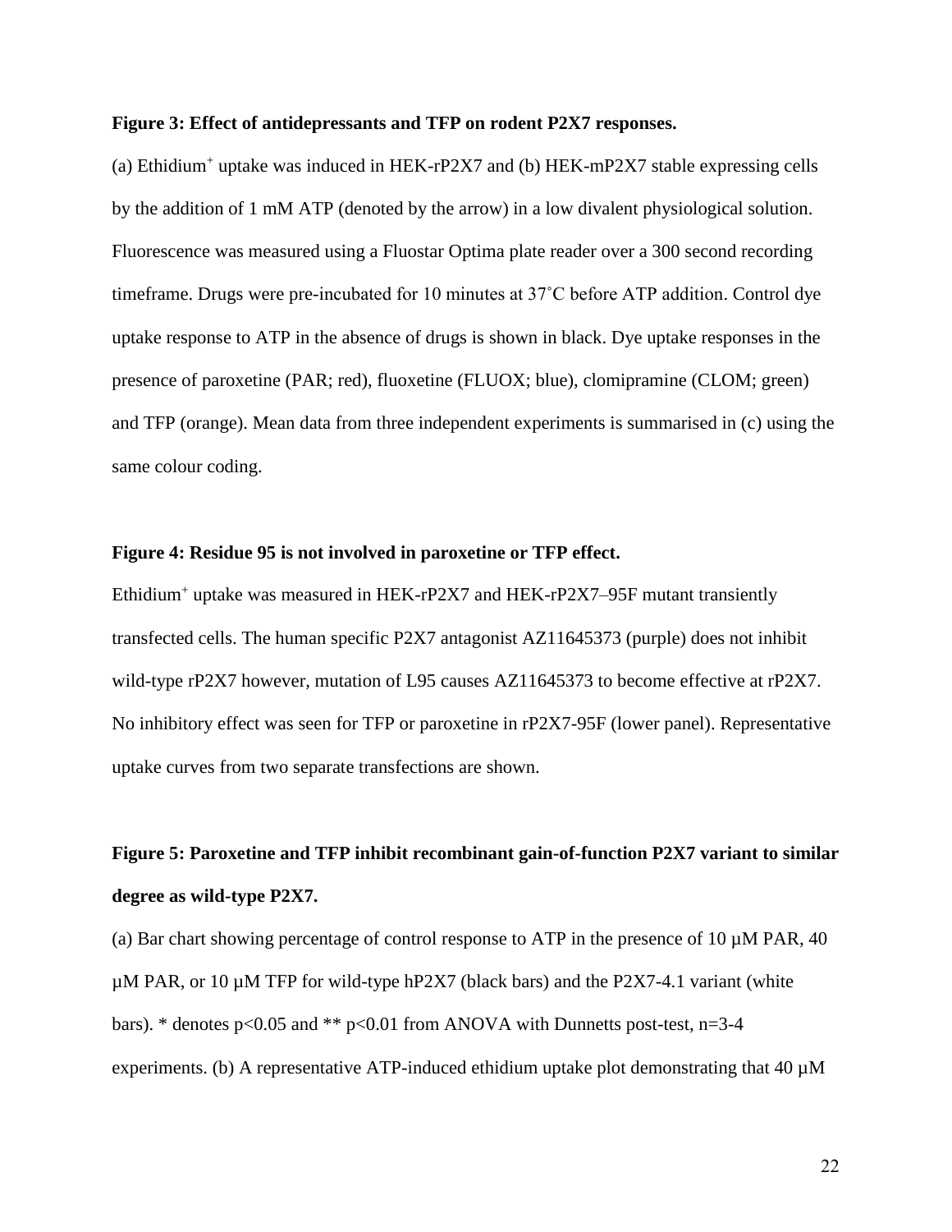**Figure 3: Effect of antidepressants and TFP on rodent P2X7 responses.**

(a) Ethidium$^+$ uptake was induced in HEK-rP2X7 and (b) HEK-mP2X7 stable expressing cells by the addition of 1 mM ATP (denoted by the arrow) in a low divalent physiological solution. Fluorescence was measured using a Fluostar Optima plate reader over a 300 second recording timeframe. Drugs were pre-incubated for 10 minutes at 37˚C before ATP addition. Control dye uptake response to ATP in the absence of drugs is shown in black. Dye uptake responses in the presence of paroxetine (PAR; red), fluoxetine (FLUOX; blue), clomipramine (CLOM; green) and TFP (orange). Mean data from three independent experiments is summarised in (c) using the same colour coding.

**Figure 4: Residue 95 is not involved in paroxetine or TFP effect.**

Ethidium$^+$ uptake was measured in HEK-rP2X7 and HEK-rP2X7–95F mutant transiently transfected cells. The human specific P2X7 antagonist AZ11645373 (purple) does not inhibit wild-type rP2X7 however, mutation of L95 causes AZ11645373 to become effective at rP2X7. No inhibitory effect was seen for TFP or paroxetine in rP2X7-95F (lower panel). Representative uptake curves from two separate transfections are shown.

**Figure 5: Paroxetine and TFP inhibit recombinant gain-of-function P2X7 variant to similar degree as wild-type P2X7.**

(a) Bar chart showing percentage of control response to ATP in the presence of 10 µM PAR, 40 µM PAR, or 10 µM TFP for wild-type hP2X7 (black bars) and the P2X7-4.1 variant (white bars). * denotes $p<0.05$ and ** $p<0.01$ from ANOVA with Dunnetts post-test, n=3-4 experiments. (b) A representative ATP-induced ethidium uptake plot demonstrating that 40 µM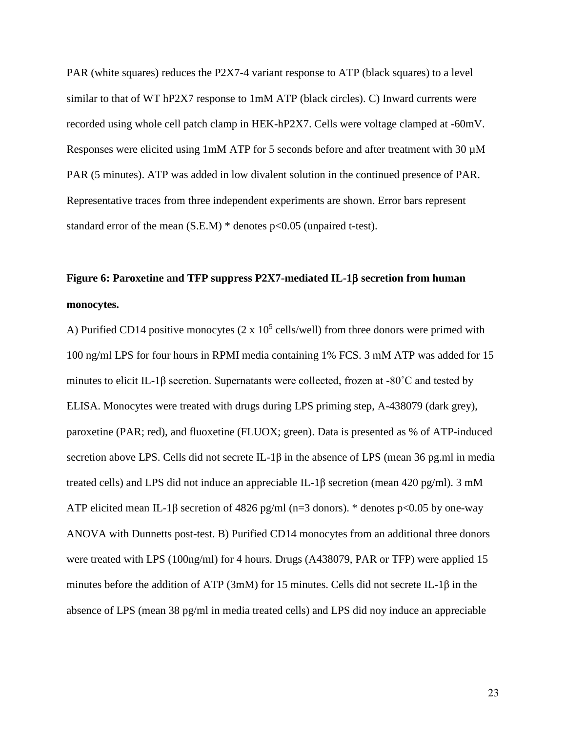PAR (white squares) reduces the P2X7-4 variant response to ATP (black squares) to a level similar to that of WT hP2X7 response to 1mM ATP (black circles). C) Inward currents were recorded using whole cell patch clamp in HEK-hP2X7. Cells were voltage clamped at -60mV. Responses were elicited using 1mM ATP for 5 seconds before and after treatment with 30 µM PAR (5 minutes). ATP was added in low divalent solution in the continued presence of PAR. Representative traces from three independent experiments are shown. Error bars represent standard error of the mean (S.E.M) * denotes $p<0.05$ (unpaired t-test).

**Figure 6: Paroxetine and TFP suppress P2X7-mediated IL-1β secretion from human monocytes.**

A) Purified CD14 positive monocytes ($2 \times 10^5$ cells/well) from three donors were primed with 100 ng/ml LPS for four hours in RPMI media containing 1% FCS. 3 mM ATP was added for 15 minutes to elicit IL-1β secretion. Supernatants were collected, frozen at -80˚C and tested by ELISA. Monocytes were treated with drugs during LPS priming step, A-438079 (dark grey), paroxetine (PAR; red), and fluoxetine (FLUOX; green). Data is presented as % of ATP-induced secretion above LPS. Cells did not secrete IL-1β in the absence of LPS (mean 36 pg.ml in media treated cells) and LPS did not induce an appreciable IL-1β secretion (mean 420 pg/ml). 3 mM ATP elicited mean IL-1β secretion of 4826 pg/ml (n=3 donors). * denotes $p<0.05$ by one-way ANOVA with Dunnetts post-test. B) Purified CD14 monocytes from an additional three donors were treated with LPS (100ng/ml) for 4 hours. Drugs (A438079, PAR or TFP) were applied 15 minutes before the addition of ATP (3mM) for 15 minutes. Cells did not secrete IL-1β in the absence of LPS (mean 38 pg/ml in media treated cells) and LPS did noy induce an appreciable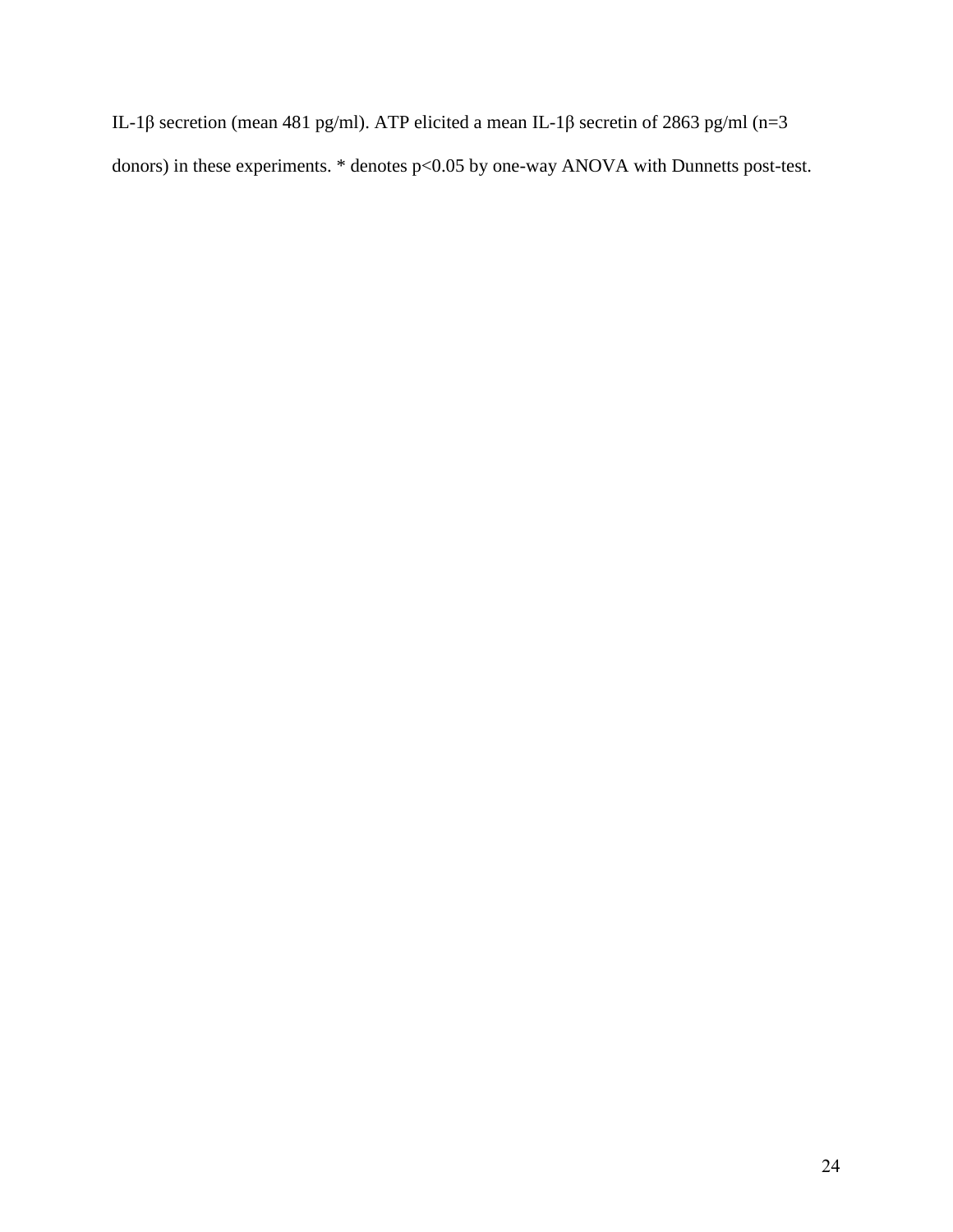IL-1β secretion (mean 481 pg/ml). ATP elicited a mean IL-1β secretin of 2863 pg/ml (n=3 donors) in these experiments. * denotes $p<0.05$ by one-way ANOVA with Dunnetts post-test.